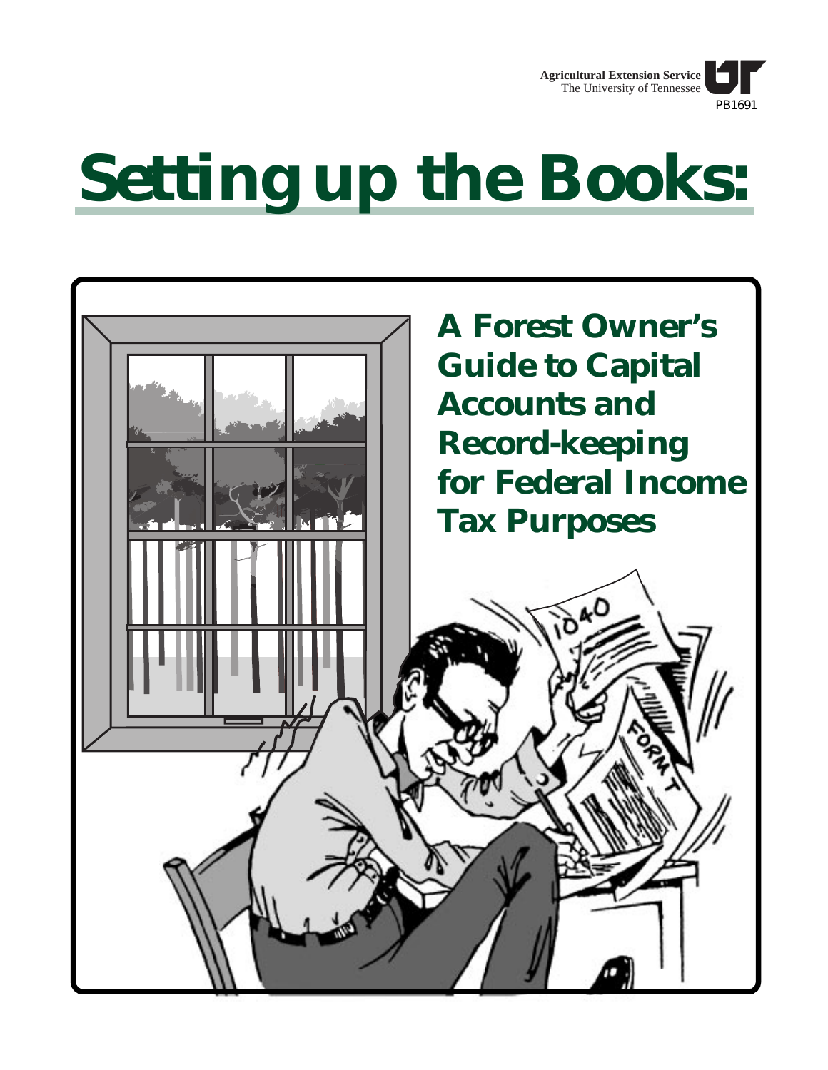Agricultural Extension Service
The University of Tennessee

PB1691

# Setting up the Books:

## A Forest Owner's Guide to Capital Accounts and Record-keeping for Federal Income Tax Purposes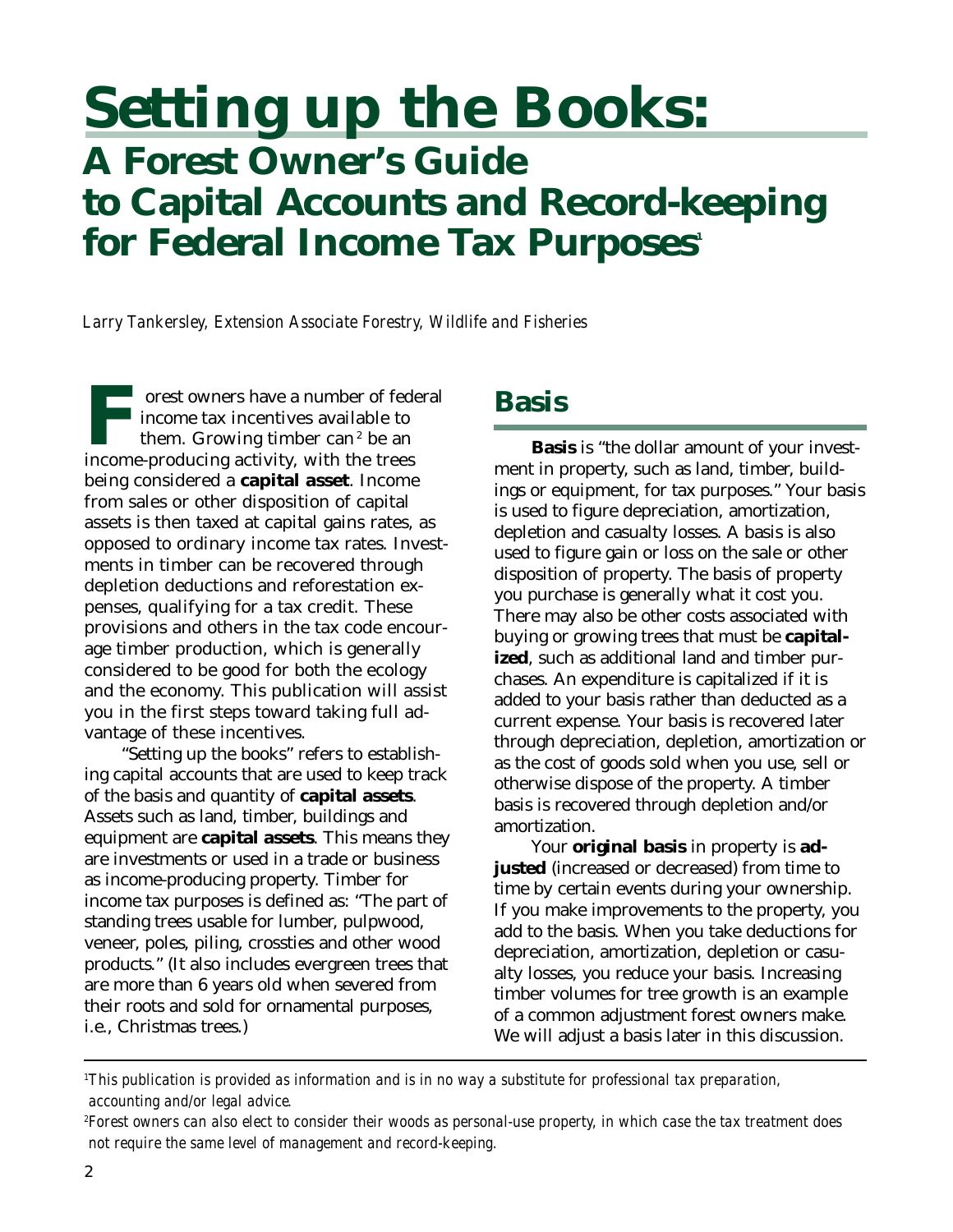# Setting up the Books:

## A Forest Owner's Guide to Capital Accounts and Record-keeping for Federal Income Tax Purposes[1]

*Larry Tankersley, Extension Associate Forestry, Wildlife and Fisheries*

Forest owners have a number of federal income tax incentives available to them. Growing timber can[2] be an income-producing activity, with the trees being considered a **capital asset**. Income from sales or other disposition of capital assets is then taxed at capital gains rates, as opposed to ordinary income tax rates. Investments in timber can be recovered through depletion deductions and reforestation expenses, qualifying for a tax credit. These provisions and others in the tax code encourage timber production, which is generally considered to be good for both the ecology and the economy. This publication will assist you in the first steps toward taking full advantage of these incentives.

"Setting up the books" refers to establishing capital accounts that are used to keep track of the basis and quantity of **capital assets**. Assets such as land, timber, buildings and equipment are **capital assets**. This means they are investments or used in a trade or business as income-producing property. Timber for income tax purposes is defined as: "The part of standing trees usable for lumber, pulpwood, veneer, poles, piling, crossties and other wood products." (It also includes evergreen trees that are more than 6 years old when severed from their roots and sold for ornamental purposes, i.e., Christmas trees.)

## Basis

**Basis** is "the dollar amount of your investment in property, such as land, timber, buildings or equipment, for tax purposes." Your basis is used to figure depreciation, amortization, depletion and casualty losses. A basis is also used to figure gain or loss on the sale or other disposition of property. The basis of property you purchase is generally what it cost you. There may also be other costs associated with buying or growing trees that must be **capitalized**, such as additional land and timber purchases. An expenditure is capitalized if it is added to your basis rather than deducted as a current expense. Your basis is recovered later through depreciation, depletion, amortization or as the cost of goods sold when you use, sell or otherwise dispose of the property. A timber basis is recovered through depletion and/or amortization.

Your **original basis** in property is **adjusted** (increased or decreased) from time to time by certain events during your ownership. If you make improvements to the property, you add to the basis. When you take deductions for depreciation, amortization, depletion or casualty losses, you reduce your basis. Increasing timber volumes for tree growth is an example of a common adjustment forest owners make. We will adjust a basis later in this discussion.

---

[1] *This publication is provided as information and is in no way a substitute for professional tax preparation, accounting and/or legal advice.*

[2] *Forest owners can also elect to consider their woods as personal-use property, in which case the tax treatment does not require the same level of management and record-keeping.*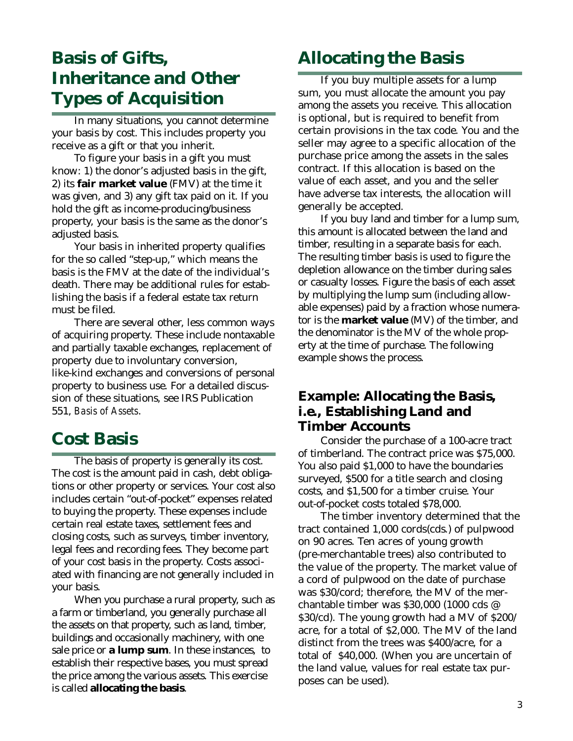## Basis of Gifts, Inheritance and Other Types of Acquisition

In many situations, you cannot determine your basis by cost. This includes property you receive as a gift or that you inherit.

To figure your basis in a gift you must know: 1) the donor's adjusted basis in the gift, 2) its **fair market value** (FMV) at the time it was given, and 3) any gift tax paid on it. If you hold the gift as income-producing/business property, your basis is the same as the donor's adjusted basis.

Your basis in inherited property qualifies for the so called "step-up," which means the basis is the FMV at the date of the individual's death. There may be additional rules for establishing the basis if a federal estate tax return must be filed.

There are several other, less common ways of acquiring property. These include nontaxable and partially taxable exchanges, replacement of property due to involuntary conversion, like-kind exchanges and conversions of personal property to business use. For a detailed discussion of these situations, see IRS Publication 551, *Basis of Assets*.

## Cost Basis

The basis of property is generally its cost. The cost is the amount paid in cash, debt obligations or other property or services. Your cost also includes certain "out-of-pocket" expenses related to buying the property. These expenses include certain real estate taxes, settlement fees and closing costs, such as surveys, timber inventory, legal fees and recording fees. They become part of your cost basis in the property. Costs associated with financing are not generally included in your basis.

When you purchase a rural property, such as a farm or timberland, you generally purchase all the assets on that property, such as land, timber, buildings and occasionally machinery, with one sale price or **a lump sum**. In these instances, to establish their respective bases, you must spread the price among the various assets. This exercise is called **allocating the basis**.

## Allocating the Basis

If you buy multiple assets for a lump sum, you must allocate the amount you pay among the assets you receive. This allocation is optional, but is required to benefit from certain provisions in the tax code. You and the seller may agree to a specific allocation of the purchase price among the assets in the sales contract. If this allocation is based on the value of each asset, and you and the seller have adverse tax interests, the allocation will generally be accepted.

If you buy land and timber for a lump sum, this amount is allocated between the land and timber, resulting in a separate basis for each. The resulting timber basis is used to figure the depletion allowance on the timber during sales or casualty losses. Figure the basis of each asset by multiplying the lump sum (including allowable expenses) paid by a fraction whose numerator is the **market value** (MV) of the timber, and the denominator is the MV of the whole property at the time of purchase. The following example shows the process.

### Example: Allocating the Basis, i.e., Establishing Land and Timber Accounts

Consider the purchase of a 100-acre tract of timberland. The contract price was $75,000. You also paid $1,000 to have the boundaries surveyed, $500 for a title search and closing costs, and $1,500 for a timber cruise. Your out-of-pocket costs totaled $78,000.

The timber inventory determined that the tract contained 1,000 cords(cds.) of pulpwood on 90 acres. Ten acres of young growth (pre-merchantable trees) also contributed to the value of the property. The market value of a cord of pulpwood on the date of purchase was $30/cord; therefore, the MV of the merchantable timber was $30,000 (1000 cds @ $30/cd). The young growth had a MV of $200/acre, for a total of $2,000. The MV of the land distinct from the trees was $400/acre, for a total of $40,000. (When you are uncertain of the land value, values for real estate tax purposes can be used).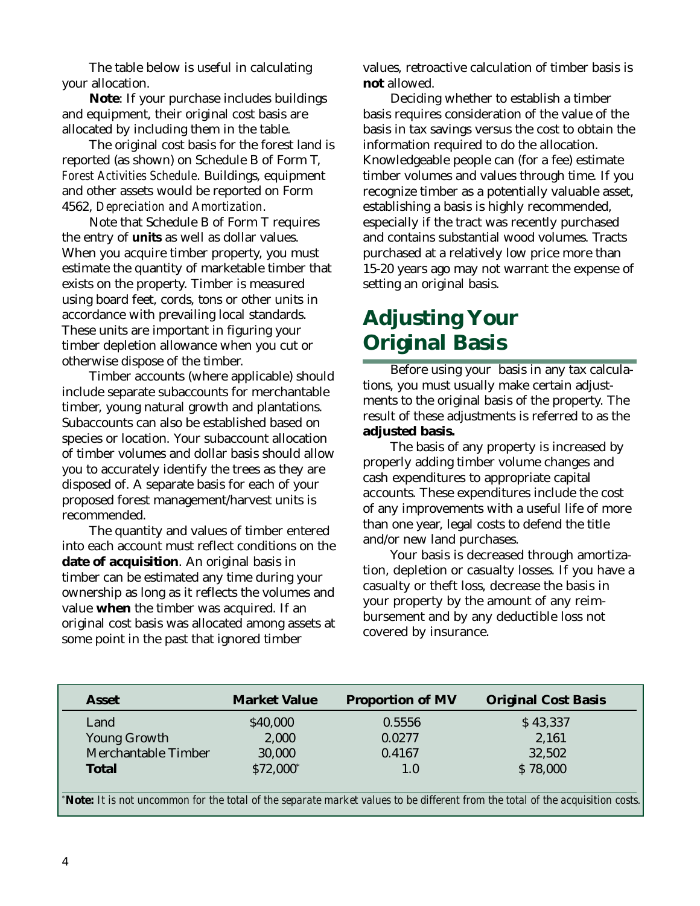The table below is useful in calculating your allocation.

**Note**: If your purchase includes buildings and equipment, their original cost basis are allocated by including them in the table.

The original cost basis for the forest land is reported (as shown) on Schedule B of Form T, *Forest Activities Schedule*. Buildings, equipment and other assets would be reported on Form 4562, *Depreciation and Amortization*.

Note that Schedule B of Form T requires the entry of **units** as well as dollar values. When you acquire timber property, you must estimate the quantity of marketable timber that exists on the property. Timber is measured using board feet, cords, tons or other units in accordance with prevailing local standards. These units are important in figuring your timber depletion allowance when you cut or otherwise dispose of the timber.

Timber accounts (where applicable) should include separate subaccounts for merchantable timber, young natural growth and plantations. Subaccounts can also be established based on species or location. Your subaccount allocation of timber volumes and dollar basis should allow you to accurately identify the trees as they are disposed of. A separate basis for each of your proposed forest management/harvest units is recommended.

The quantity and values of timber entered into each account must reflect conditions on the **date of acquisition**. An original basis in timber can be estimated any time during your ownership as long as it reflects the volumes and value **when** the timber was acquired. If an original cost basis was allocated among assets at some point in the past that ignored timber values, retroactive calculation of timber basis is **not** allowed.

Deciding whether to establish a timber basis requires consideration of the value of the basis in tax savings versus the cost to obtain the information required to do the allocation. Knowledgeable people can (for a fee) estimate timber volumes and values through time. If you recognize timber as a potentially valuable asset, establishing a basis is highly recommended, especially if the tract was recently purchased and contains substantial wood volumes. Tracts purchased at a relatively low price more than 15-20 years ago may not warrant the expense of setting an original basis.

## Adjusting Your Original Basis

Before using your basis in any tax calculations, you must usually make certain adjustments to the original basis of the property. The result of these adjustments is referred to as the **adjusted basis.**

The basis of any property is increased by properly adding timber volume changes and cash expenditures to appropriate capital accounts. These expenditures include the cost of any improvements with a useful life of more than one year, legal costs to defend the title and/or new land purchases.

Your basis is decreased through amortization, depletion or casualty losses. If you have a casualty or theft loss, decrease the basis in your property by the amount of any reimbursement and by any deductible loss not covered by insurance.

| Asset | Market Value | Proportion of MV | Original Cost Basis |
|---|---|---|---|
| Land | $40,000 | 0.5556 | $ 43,337 |
| Young Growth | 2,000 | 0.0277 | 2,161 |
| Merchantable Timber | 30,000 | 0.4167 | 32,502 |
| **Total** | $72,000* | 1.0 | $ 78,000 |

*__Note:__ *It is not uncommon for the total of the separate market values to be different from the total of the acquisition costs.*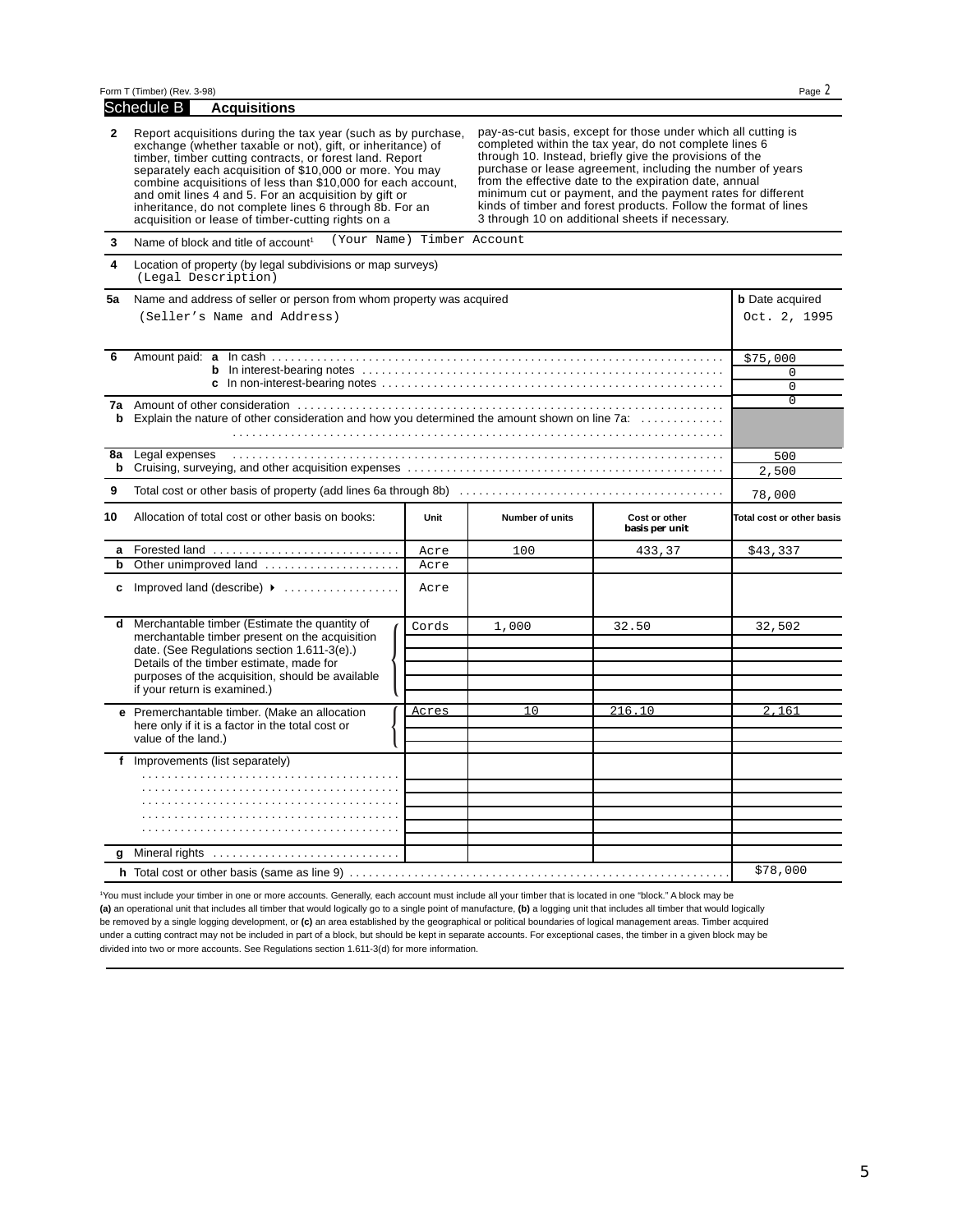Form T (Timber) (Rev. 3-98) Page 2

## Schedule B Acquisitions

**2** Report acquisitions during the tax year (such as by purchase, exchange (whether taxable or not), gift, or inheritance) of timber, timber cutting contracts, or forest land. Report separately each acquisition of $10,000 or more. You may combine acquisitions of less than $10,000 for each account, and omit lines 4 and 5. For an acquisition by gift or inheritance, do not complete lines 6 through 8b. For an acquisition or lease of timber-cutting rights on a pay-as-cut basis, except for those under which all cutting is completed within the tax year, do not complete lines 6 through 10. Instead, briefly give the provisions of the purchase or lease agreement, including the number of years from the effective date to the expiration date, annual minimum cut or payment, and the payment rates for different kinds of timber and forest products. Follow the format of lines 3 through 10 on additional sheets if necessary.

**3** Name of block and title of account[1] (Your Name) Timber Account

**4** Location of property (by legal subdivisions or map surveys)
(Legal Description)

**5a** Name and address of seller or person from whom property was acquired
(Seller's Name and Address)

**b** Date acquired: Oct. 2, 1995

| Line | Description | Amount |
|---|---|---|
| 6 | Amount paid: **a** In cash | $75,000 |
| | **b** In interest-bearing notes | 0 |
| | **c** In non-interest-bearing notes | 0 |
| 7a | Amount of other consideration | 0 |
| b | Explain the nature of other consideration and how you determined the amount shown on line 7a: | |
| 8a | Legal expenses | 500 |
| b | Cruising, surveying, and other acquisition expenses | 2,500 |
| 9 | Total cost or other basis of property (add lines 6a through 8b) | 78,000 |

| 10 | Allocation of total cost or other basis on books: | Unit | Number of units | Cost or other basis per unit | Total cost or other basis |
|---|---|---|---|---|---|
| a | Forested land | Acre | 100 | 433,37 | $43,337 |
| b | Other unimproved land | Acre | | | |
| c | Improved land (describe) ▶ | Acre | | | |
| d | Merchantable timber (Estimate the quantity of merchantable timber present on the acquisition date. (See Regulations section 1.611-3(e).) Details of the timber estimate, made for purposes of the acquisition, should be available if your return is examined.) | Cords | 1,000 | 32.50 | 32,502 |
| e | Premerchantable timber. (Make an allocation here only if it is a factor in the total cost or value of the land.) | Acres | 10 | 216.10 | 2,161 |
| f | Improvements (list separately) | | | | |
| g | Mineral rights | | | | |
| h | Total cost or other basis (same as line 9) | | | | $78,000 |

[1]You must include your timber in one or more accounts. Generally, each account must include all your timber that is located in one "block." A block may be **(a)** an operational unit that includes all timber that would logically go to a single point of manufacture, **(b)** a logging unit that includes all timber that would logically be removed by a single logging development, or **(c)** an area established by the geographical or political boundaries of logical management areas. Timber acquired under a cutting contract may not be included in part of a block, but should be kept in separate accounts. For exceptional cases, the timber in a given block may be divided into two or more accounts. See Regulations section 1.611-3(d) for more information.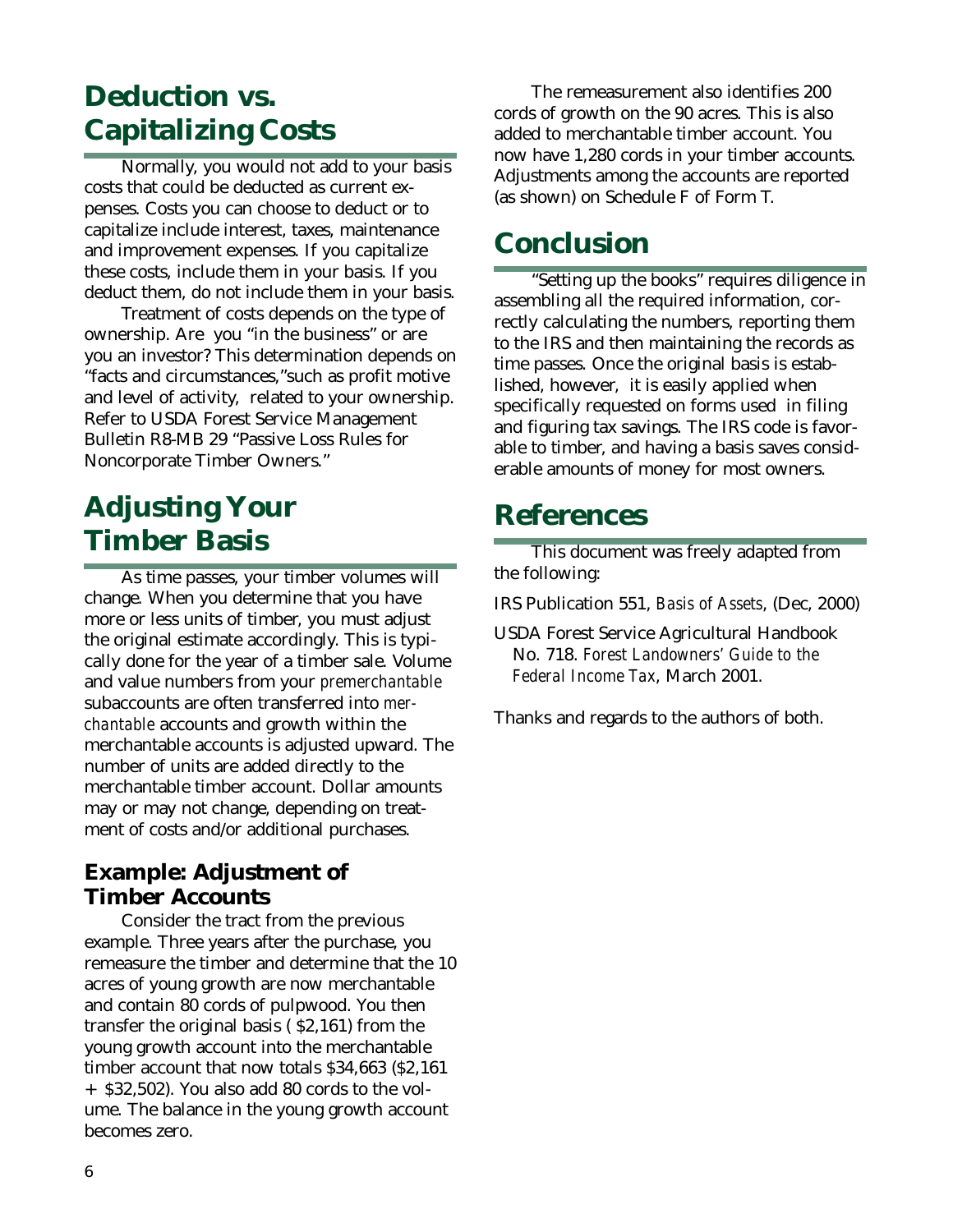## Deduction vs. Capitalizing Costs

Normally, you would not add to your basis costs that could be deducted as current expenses. Costs you can choose to deduct or to capitalize include interest, taxes, maintenance and improvement expenses. If you capitalize these costs, include them in your basis. If you deduct them, do not include them in your basis.

Treatment of costs depends on the type of ownership. Are you "in the business" or are you an investor? This determination depends on "facts and circumstances," such as profit motive and level of activity, related to your ownership. Refer to USDA Forest Service Management Bulletin R8-MB 29 "Passive Loss Rules for Noncorporate Timber Owners."

## Adjusting Your Timber Basis

As time passes, your timber volumes will change. When you determine that you have more or less units of timber, you must adjust the original estimate accordingly. This is typically done for the year of a timber sale. Volume and value numbers from your *premerchantable* subaccounts are often transferred into *merchantable* accounts and growth within the merchantable accounts is adjusted upward. The number of units are added directly to the merchantable timber account. Dollar amounts may or may not change, depending on treatment of costs and/or additional purchases.

### Example: Adjustment of Timber Accounts

Consider the tract from the previous example. Three years after the purchase, you remeasure the timber and determine that the 10 acres of young growth are now merchantable and contain 80 cords of pulpwood. You then transfer the original basis ( $2,161) from the young growth account into the merchantable timber account that now totals $34,663 ($2,161 + $32,502). You also add 80 cords to the volume. The balance in the young growth account becomes zero.

The remeasurement also identifies 200 cords of growth on the 90 acres. This is also added to merchantable timber account. You now have 1,280 cords in your timber accounts. Adjustments among the accounts are reported (as shown) on Schedule F of Form T.

## Conclusion

"Setting up the books" requires diligence in assembling all the required information, correctly calculating the numbers, reporting them to the IRS and then maintaining the records as time passes. Once the original basis is established, however, it is easily applied when specifically requested on forms used in filing and figuring tax savings. The IRS code is favorable to timber, and having a basis saves considerable amounts of money for most owners.

## References

This document was freely adapted from the following:

IRS Publication 551, *Basis of Assets*, (Dec, 2000)

USDA Forest Service Agricultural Handbook No. 718. *Forest Landowners' Guide to the Federal Income Tax*, March 2001.

Thanks and regards to the authors of both.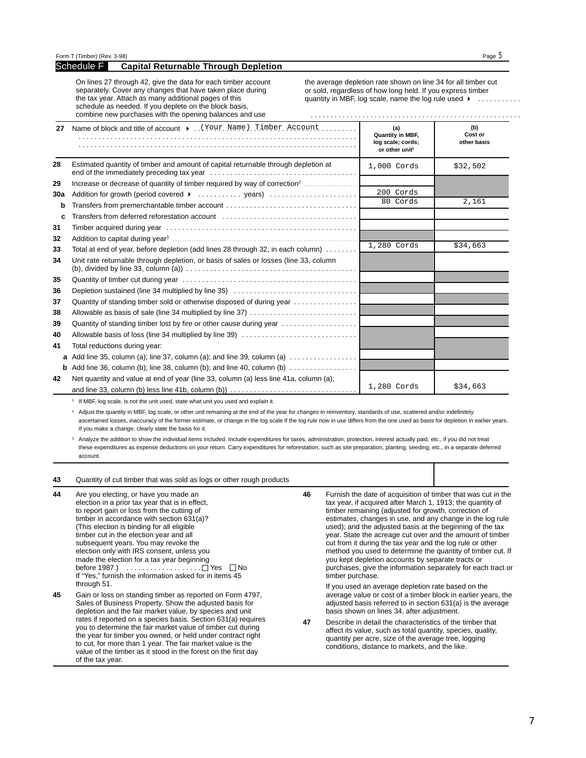Form T (Timber) (Rev. 3-98)

## Schedule F — Capital Returnable Through Depletion

On lines 27 through 42, give the data for each timber account separately. Cover any changes that have taken place during the tax year. Attach as many additional pages of this schedule as needed. If you deplete on the block basis, combine new purchases with the opening balances and use the average depletion rate shown on line 34 for all timber cut or sold, regardless of how long held. If you express timber quantity in MBF, log scale, name the log rule used ▸ ..........

| | | (a) Quantity in MBF, log scale; cords; or other unit[1] | (b) Cost or other basis |
|---|---|---|---|
| 27 | Name of block and title of account ▸ (Your Name) Timber Account | | |
| 28 | Estimated quantity of timber and amount of capital returnable through depletion at end of the immediately preceding tax year | 1,000 Cords | $32,502 |
| 29 | Increase or decrease of quantity of timber required by way of correction[2] | | |
| 30a | Addition for growth (period covered ▸ .......... years) | 200 Cords | |
| b | Transfers from premerchantable timber account | 80 Cords | 2,161 |
| c | Transfers from deferred reforestation account | | |
| 31 | Timber acquired during year | | |
| 32 | Addition to capital during year[3] | | |
| 33 | Total at end of year, before depletion (add lines 28 through 32, in each column) | 1,280 Cords | $34,663 |
| 34 | Unit rate returnable through depletion, or basis of sales or losses (line 33, column (b), divided by line 33, column (a)) | | |
| 35 | Quantity of timber cut during year | | |
| 36 | Depletion sustained (line 34 multiplied by line 35) | | |
| 37 | Quantity of standing timber sold or otherwise disposed of during year | | |
| 38 | Allowable as basis of sale (line 34 multiplied by line 37) | | |
| 39 | Quantity of standing timber lost by fire or other cause during year | | |
| 40 | Allowable basis of loss (line 34 multiplied by line 39) | | |
| 41 | Total reductions during year: | | |
| a | Add line 35, column (a); line 37, column (a); and line 39, column (a) | | |
| b | Add line 36, column (b); line 38, column (b); and line 40, column (b) | | |
| 42 | Net quantity and value at end of year (line 33, column (a) less line 41a, column (a); and line 33, column (b) less line 41b, column (b)) | 1,280 Cords | $34,663 |

[1] If MBF, log scale, is not the unit used, state what unit you used and explain it.

[2] Adjust the quantity in MBF, log scale, or other unit remaining at the end of the year for changes in reinventory, standards of use, scattered and/or indefinitely ascertained losses, inaccuracy of the former estimate, or change in the log scale if the log rule now in use differs from the one used as basis for depletion in earlier years. If you make a change, clearly state the basis for it.

[3] Analyze the addition to show the individual items included. Include expenditures for taxes, administration, protection, interest actually paid, etc., if you did not treat these expenditures as expense deductions on your return. Carry expenditures for reforestation, such as site preparation, planting, seeding, etc., in a separate deferred account.

**43** Quantity of cut timber that was sold as logs or other rough products

**44** Are you electing, or have you made an election in a prior tax year that is in effect, to report gain or loss from the cutting of timber in accordance with section 631(a)? (This election is binding for all eligible timber cut in the election year and all subsequent years. You may revoke the election only with IRS consent, unless you made the election for a tax year beginning before 1987.) .................. ☐ Yes ☐ No
If "Yes," furnish the information asked for in items 45 through 51.

**45** Gain or loss on standing timber as reported on Form 4797, Sales of Business Property. Show the adjusted basis for depletion and the fair market value, by species and unit rates if reported on a species basis. Section 631(a) requires you to determine the fair market value of timber cut during the year for timber you owned, or held under contract right to cut, for more than 1 year. The fair market value is the value of the timber as it stood in the forest on the first day of the tax year.

**46** Furnish the date of acquisition of timber that was cut in the tax year, if acquired after March 1, 1913; the quantity of timber remaining (adjusted for growth, correction of estimates, changes in use, and any change in the log rule used); and the adjusted basis at the beginning of the tax year. State the acreage cut over and the amount of timber cut from it during the tax year and the log rule or other method you used to determine the quantity of timber cut. If you kept depletion accounts by separate tracts or purchases, give the information separately for each tract or timber purchase.

If you used an average depletion rate based on the average value or cost of a timber block in earlier years, the adjusted basis referred to in section 631(a) is the average basis shown on lines 34, after adjustment.

**47** Describe in detail the characteristics of the timber that affect its value, such as total quantity, species, quality, quantity per acre, size of the average tree, logging conditions, distance to markets, and the like.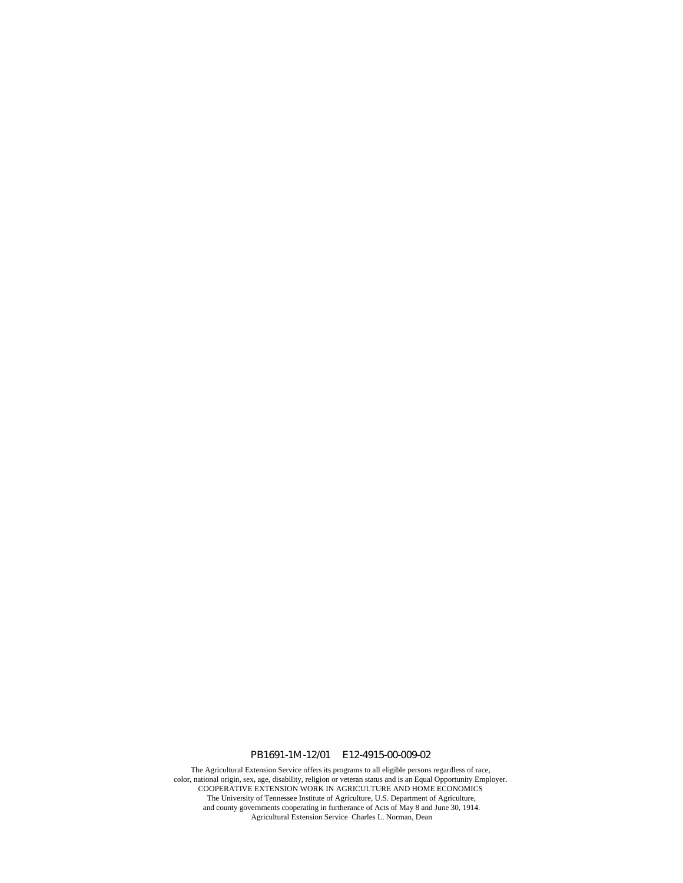PB1691-1M-12/01 E12-4915-00-009-02

The Agricultural Extension Service offers its programs to all eligible persons regardless of race, color, national origin, sex, age, disability, religion or veteran status and is an Equal Opportunity Employer.
COOPERATIVE EXTENSION WORK IN AGRICULTURE AND HOME ECONOMICS
The University of Tennessee Institute of Agriculture, U.S. Department of Agriculture, and county governments cooperating in furtherance of Acts of May 8 and June 30, 1914.
Agricultural Extension Service Charles L. Norman, Dean